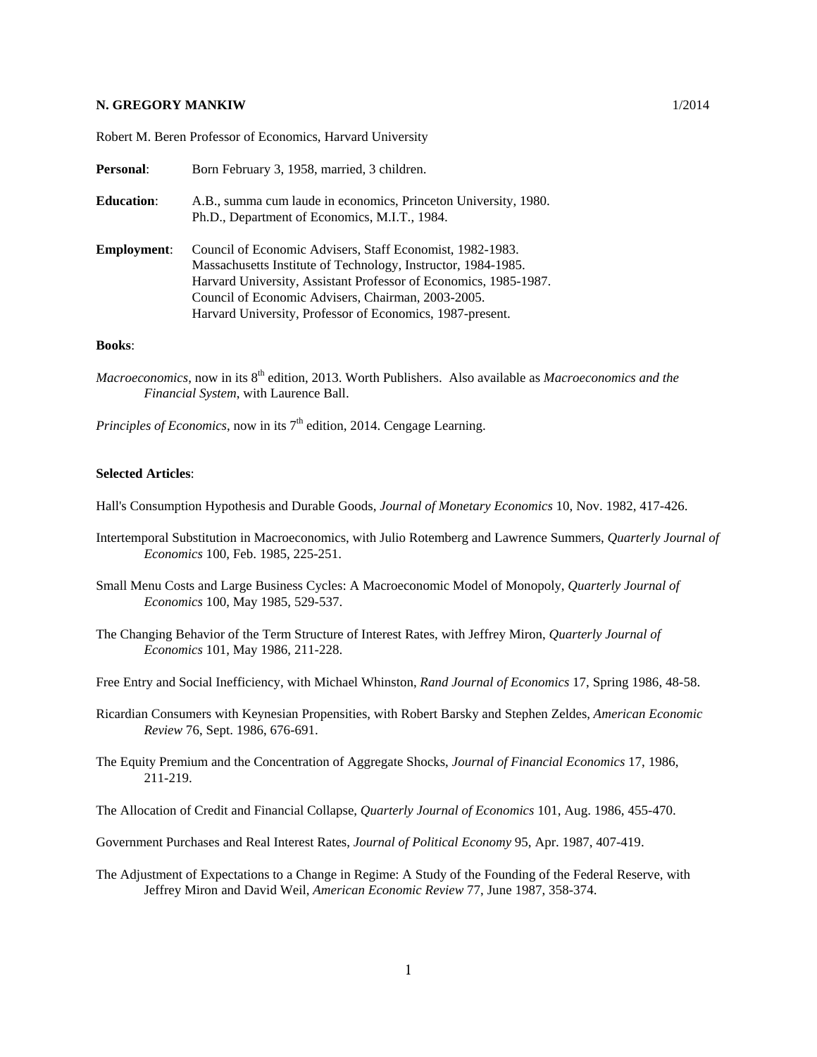**N. GREGORY MANKIW** 1/2014

Robert M. Beren Professor of Economics, Harvard University

**Personal**: Born February 3, 1958, married, 3 children.

**Education**: A.B., summa cum laude in economics, Princeton University, 1980.
Ph.D., Department of Economics, M.I.T., 1984.

**Employment**: Council of Economic Advisers, Staff Economist, 1982-1983.
Massachusetts Institute of Technology, Instructor, 1984-1985.
Harvard University, Assistant Professor of Economics, 1985-1987.
Council of Economic Advisers, Chairman, 2003-2005.
Harvard University, Professor of Economics, 1987-present.

**Books**:

*Macroeconomics*, now in its 8th edition, 2013. Worth Publishers. Also available as *Macroeconomics and the Financial System*, with Laurence Ball.

*Principles of Economics*, now in its 7th edition, 2014. Cengage Learning.

**Selected Articles**:

Hall's Consumption Hypothesis and Durable Goods, *Journal of Monetary Economics* 10, Nov. 1982, 417-426.

Intertemporal Substitution in Macroeconomics, with Julio Rotemberg and Lawrence Summers, *Quarterly Journal of Economics* 100, Feb. 1985, 225-251.

Small Menu Costs and Large Business Cycles: A Macroeconomic Model of Monopoly, *Quarterly Journal of Economics* 100, May 1985, 529-537.

The Changing Behavior of the Term Structure of Interest Rates, with Jeffrey Miron, *Quarterly Journal of Economics* 101, May 1986, 211-228.

Free Entry and Social Inefficiency, with Michael Whinston, *Rand Journal of Economics* 17, Spring 1986, 48-58.

Ricardian Consumers with Keynesian Propensities, with Robert Barsky and Stephen Zeldes, *American Economic Review* 76, Sept. 1986, 676-691.

The Equity Premium and the Concentration of Aggregate Shocks, *Journal of Financial Economics* 17, 1986, 211-219.

The Allocation of Credit and Financial Collapse, *Quarterly Journal of Economics* 101, Aug. 1986, 455-470.

Government Purchases and Real Interest Rates, *Journal of Political Economy* 95, Apr. 1987, 407-419.

The Adjustment of Expectations to a Change in Regime: A Study of the Founding of the Federal Reserve, with Jeffrey Miron and David Weil, *American Economic Review* 77, June 1987, 358-374.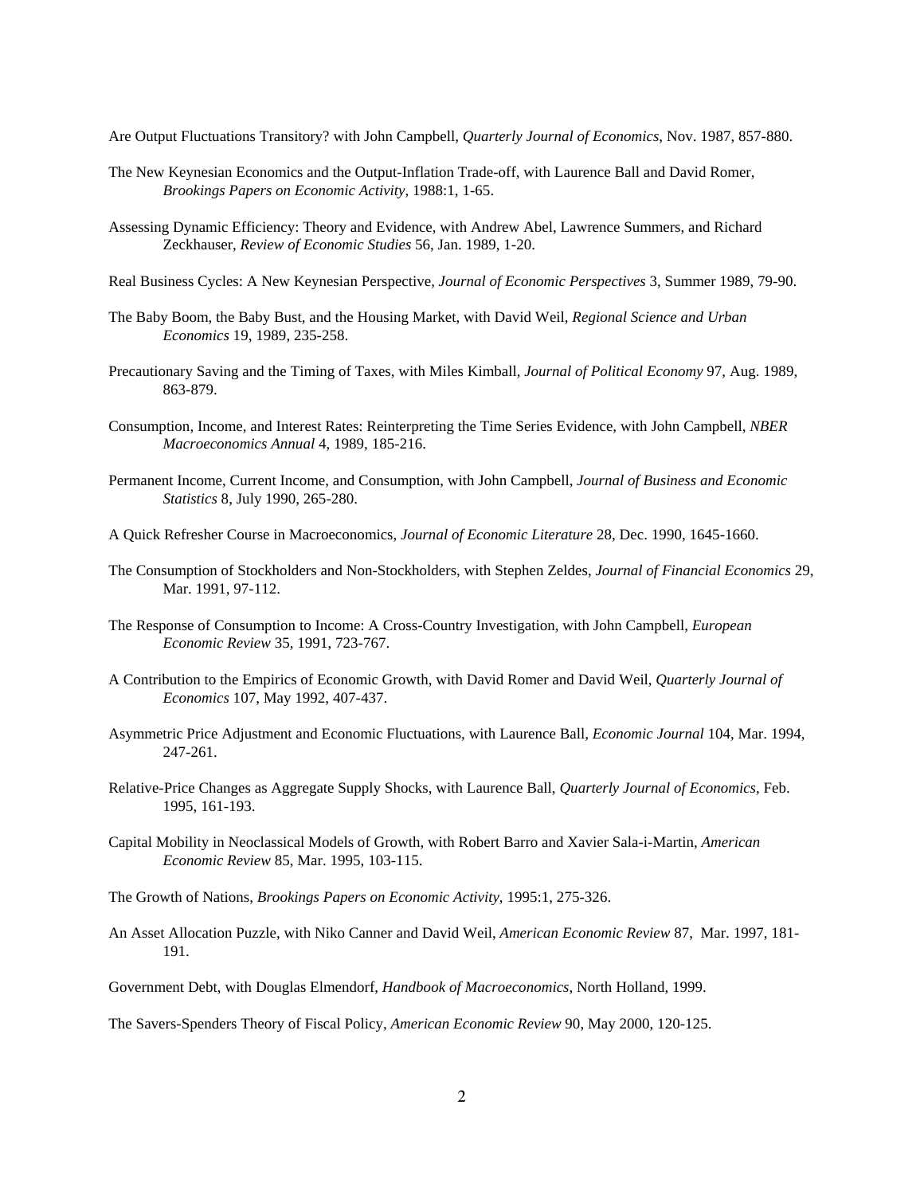Are Output Fluctuations Transitory? with John Campbell, *Quarterly Journal of Economics*, Nov. 1987, 857-880.

The New Keynesian Economics and the Output-Inflation Trade-off, with Laurence Ball and David Romer, *Brookings Papers on Economic Activity*, 1988:1, 1-65.

Assessing Dynamic Efficiency: Theory and Evidence, with Andrew Abel, Lawrence Summers, and Richard Zeckhauser, *Review of Economic Studies* 56, Jan. 1989, 1-20.

Real Business Cycles: A New Keynesian Perspective, *Journal of Economic Perspectives* 3, Summer 1989, 79-90.

The Baby Boom, the Baby Bust, and the Housing Market, with David Weil, *Regional Science and Urban Economics* 19, 1989, 235-258.

Precautionary Saving and the Timing of Taxes, with Miles Kimball, *Journal of Political Economy* 97, Aug. 1989, 863-879.

Consumption, Income, and Interest Rates: Reinterpreting the Time Series Evidence, with John Campbell, *NBER Macroeconomics Annual* 4, 1989, 185-216.

Permanent Income, Current Income, and Consumption, with John Campbell, *Journal of Business and Economic Statistics* 8, July 1990, 265-280.

A Quick Refresher Course in Macroeconomics, *Journal of Economic Literature* 28, Dec. 1990, 1645-1660.

The Consumption of Stockholders and Non-Stockholders, with Stephen Zeldes, *Journal of Financial Economics* 29, Mar. 1991, 97-112.

The Response of Consumption to Income: A Cross-Country Investigation, with John Campbell, *European Economic Review* 35, 1991, 723-767.

A Contribution to the Empirics of Economic Growth, with David Romer and David Weil, *Quarterly Journal of Economics* 107, May 1992, 407-437.

Asymmetric Price Adjustment and Economic Fluctuations, with Laurence Ball, *Economic Journal* 104, Mar. 1994, 247-261.

Relative-Price Changes as Aggregate Supply Shocks, with Laurence Ball, *Quarterly Journal of Economics*, Feb. 1995, 161-193.

Capital Mobility in Neoclassical Models of Growth, with Robert Barro and Xavier Sala-i-Martin, *American Economic Review* 85, Mar. 1995, 103-115.

The Growth of Nations, *Brookings Papers on Economic Activity*, 1995:1, 275-326.

An Asset Allocation Puzzle, with Niko Canner and David Weil, *American Economic Review* 87, Mar. 1997, 181-191.

Government Debt, with Douglas Elmendorf, *Handbook of Macroeconomics*, North Holland, 1999.

The Savers-Spenders Theory of Fiscal Policy, *American Economic Review* 90, May 2000, 120-125.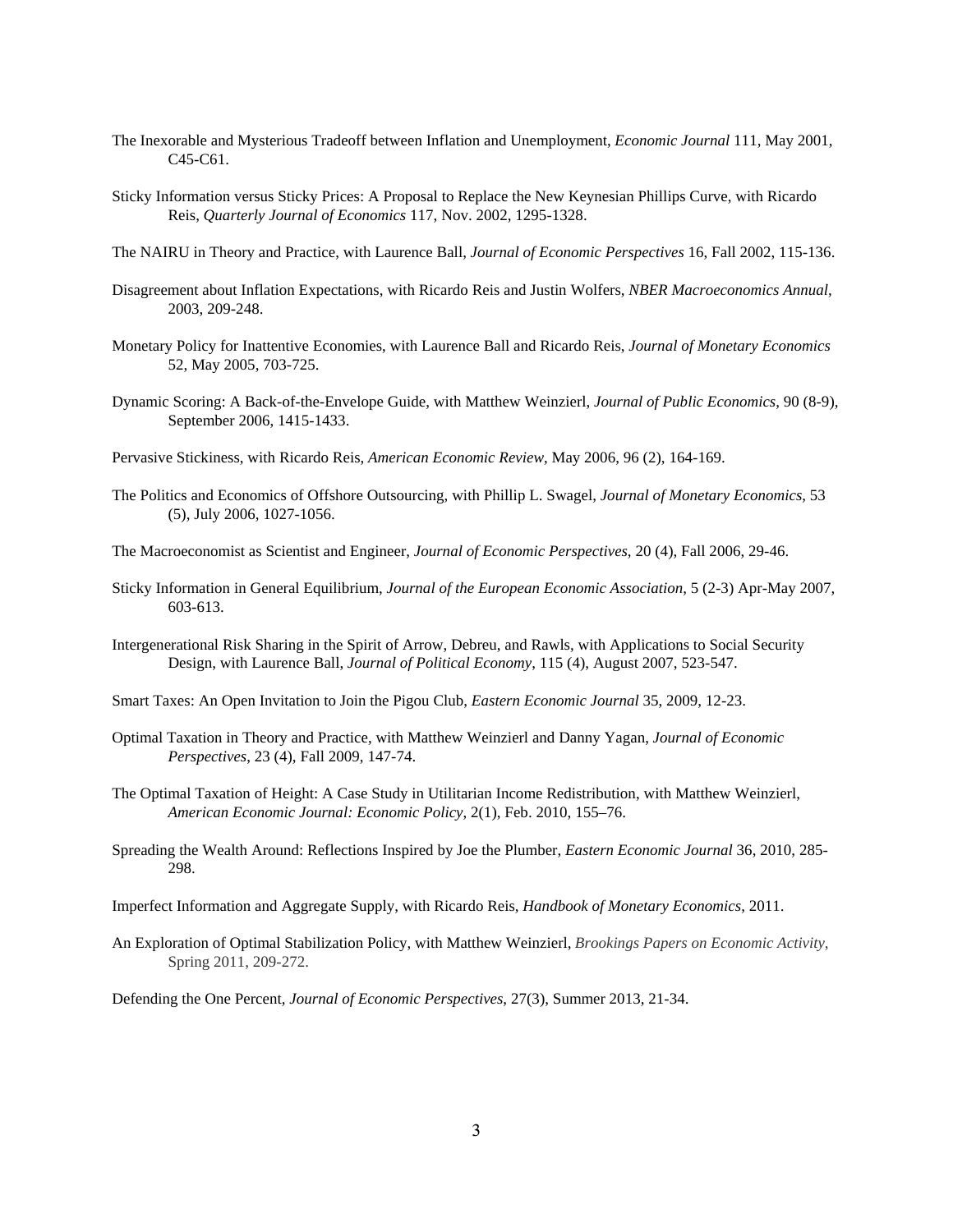The Inexorable and Mysterious Tradeoff between Inflation and Unemployment, *Economic Journal* 111, May 2001, C45-C61.

Sticky Information versus Sticky Prices: A Proposal to Replace the New Keynesian Phillips Curve, with Ricardo Reis, *Quarterly Journal of Economics* 117, Nov. 2002, 1295-1328.

The NAIRU in Theory and Practice, with Laurence Ball, *Journal of Economic Perspectives* 16, Fall 2002, 115-136.

Disagreement about Inflation Expectations, with Ricardo Reis and Justin Wolfers, *NBER Macroeconomics Annual*, 2003, 209-248.

Monetary Policy for Inattentive Economies, with Laurence Ball and Ricardo Reis, *Journal of Monetary Economics* 52, May 2005, 703-725.

Dynamic Scoring: A Back-of-the-Envelope Guide, with Matthew Weinzierl, *Journal of Public Economics*, 90 (8-9), September 2006, 1415-1433.

Pervasive Stickiness, with Ricardo Reis, *American Economic Review*, May 2006, 96 (2), 164-169.

The Politics and Economics of Offshore Outsourcing, with Phillip L. Swagel, *Journal of Monetary Economics*, 53 (5), July 2006, 1027-1056.

The Macroeconomist as Scientist and Engineer, *Journal of Economic Perspectives*, 20 (4), Fall 2006, 29-46.

Sticky Information in General Equilibrium, *Journal of the European Economic Association*, 5 (2-3) Apr-May 2007, 603-613.

Intergenerational Risk Sharing in the Spirit of Arrow, Debreu, and Rawls, with Applications to Social Security Design, with Laurence Ball, *Journal of Political Economy*, 115 (4), August 2007, 523-547.

Smart Taxes: An Open Invitation to Join the Pigou Club, *Eastern Economic Journal* 35, 2009, 12-23.

Optimal Taxation in Theory and Practice, with Matthew Weinzierl and Danny Yagan, *Journal of Economic Perspectives*, 23 (4), Fall 2009, 147-74.

The Optimal Taxation of Height: A Case Study in Utilitarian Income Redistribution, with Matthew Weinzierl, *American Economic Journal: Economic Policy*, 2(1), Feb. 2010, 155–76.

Spreading the Wealth Around: Reflections Inspired by Joe the Plumber, *Eastern Economic Journal* 36, 2010, 285-298.

Imperfect Information and Aggregate Supply, with Ricardo Reis, *Handbook of Monetary Economics*, 2011.

An Exploration of Optimal Stabilization Policy, with Matthew Weinzierl, *Brookings Papers on Economic Activity*, Spring 2011, 209-272.

Defending the One Percent, *Journal of Economic Perspectives*, 27(3), Summer 2013, 21-34.